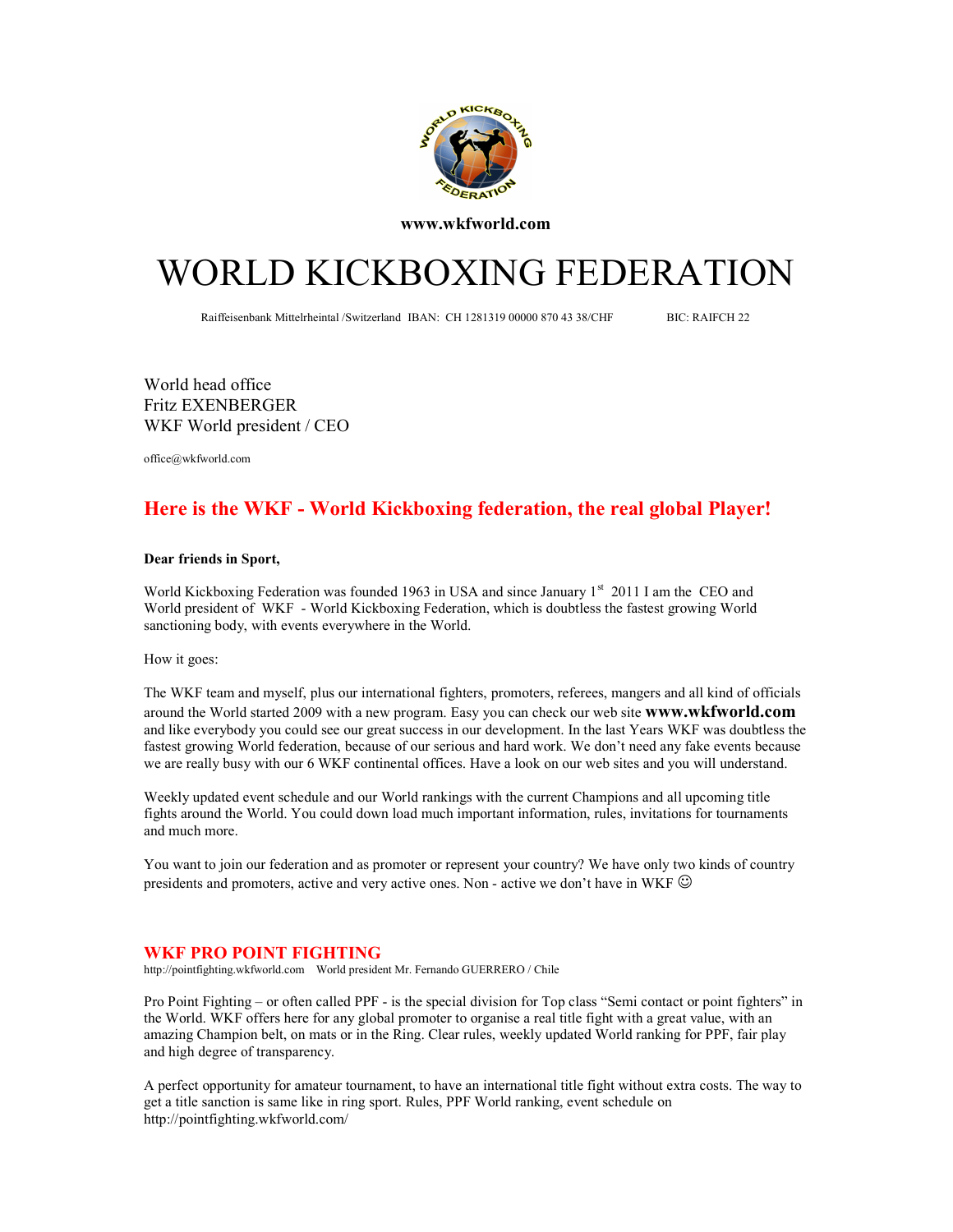www.wkfworld.com

# WORLD KICKBOXING FEDERATION

Raiffeisenbank Mittelrheintal /Switzerland IBAN: CH 1281319 00000 870 43 38/CHF BIC: RAIFCH 22

World head office
Fritz EXENBERGER
WKF World president / CEO

office@wkfworld.com

## Here is the WKF - World Kickboxing federation, the real global Player!

**Dear friends in Sport,**

World Kickboxing Federation was founded 1963 in USA and since January 1st 2011 I am the CEO and World president of WKF - World Kickboxing Federation, which is doubtless the fastest growing World sanctioning body, with events everywhere in the World.

How it goes:

The WKF team and myself, plus our international fighters, promoters, referees, mangers and all kind of officials around the World started 2009 with a new program. Easy you can check our web site **www.wkfworld.com** and like everybody you could see our great success in our development. In the last Years WKF was doubtless the fastest growing World federation, because of our serious and hard work. We don't need any fake events because we are really busy with our 6 WKF continental offices. Have a look on our web sites and you will understand.

Weekly updated event schedule and our World rankings with the current Champions and all upcoming title fights around the World. You could down load much important information, rules, invitations for tournaments and much more.

You want to join our federation and as promoter or represent your country? We have only two kinds of country presidents and promoters, active and very active ones. Non - active we don't have in WKF ☺

## WKF PRO POINT FIGHTING

http://pointfighting.wkfworld.com World president Mr. Fernando GUERRERO / Chile

Pro Point Fighting – or often called PPF - is the special division for Top class "Semi contact or point fighters" in the World. WKF offers here for any global promoter to organise a real title fight with a great value, with an amazing Champion belt, on mats or in the Ring. Clear rules, weekly updated World ranking for PPF, fair play and high degree of transparency.

A perfect opportunity for amateur tournament, to have an international title fight without extra costs. The way to get a title sanction is same like in ring sport. Rules, PPF World ranking, event schedule on http://pointfighting.wkfworld.com/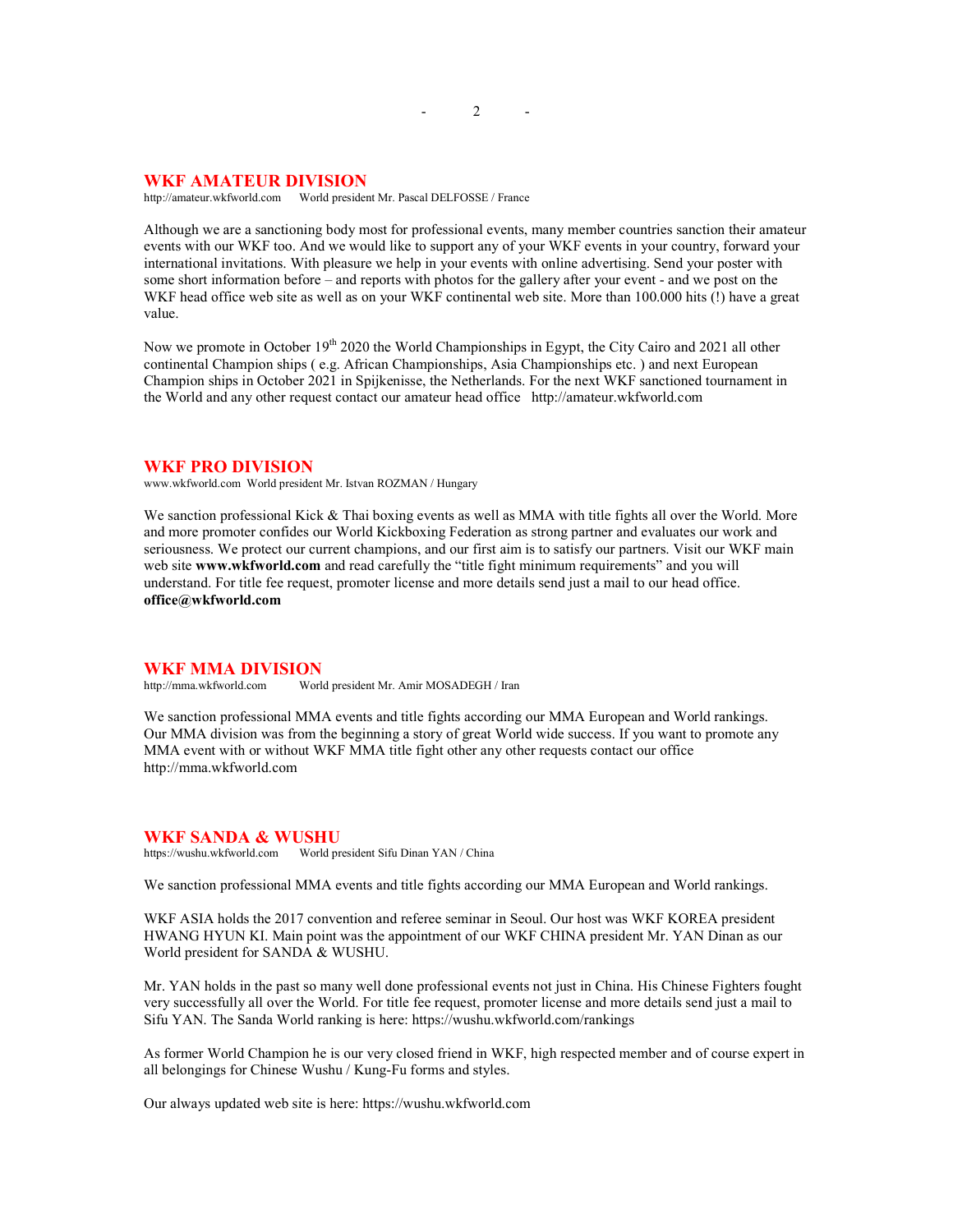## WKF AMATEUR DIVISION

http://amateur.wkfworld.com World president Mr. Pascal DELFOSSE / France

Although we are a sanctioning body most for professional events, many member countries sanction their amateur events with our WKF too. And we would like to support any of your WKF events in your country, forward your international invitations. With pleasure we help in your events with online advertising. Send your poster with some short information before – and reports with photos for the gallery after your event - and we post on the WKF head office web site as well as on your WKF continental web site. More than 100.000 hits (!) have a great value.

Now we promote in October 19th 2020 the World Championships in Egypt, the City Cairo and 2021 all other continental Champion ships ( e.g. African Championships, Asia Championships etc. ) and next European Champion ships in October 2021 in Spijkenisse, the Netherlands. For the next WKF sanctioned tournament in the World and any other request contact our amateur head office http://amateur.wkfworld.com

## WKF PRO DIVISION

www.wkfworld.com World president Mr. Istvan ROZMAN / Hungary

We sanction professional Kick & Thai boxing events as well as MMA with title fights all over the World. More and more promoter confides our World Kickboxing Federation as strong partner and evaluates our work and seriousness. We protect our current champions, and our first aim is to satisfy our partners. Visit our WKF main web site **www.wkfworld.com** and read carefully the "title fight minimum requirements" and you will understand. For title fee request, promoter license and more details send just a mail to our head office. **office@wkfworld.com**

## WKF MMA DIVISION

http://mma.wkfworld.com World president Mr. Amir MOSADEGH / Iran

We sanction professional MMA events and title fights according our MMA European and World rankings. Our MMA division was from the beginning a story of great World wide success. If you want to promote any MMA event with or without WKF MMA title fight other any other requests contact our office http://mma.wkfworld.com

## WKF SANDA & WUSHU

https://wushu.wkfworld.com World president Sifu Dinan YAN / China

We sanction professional MMA events and title fights according our MMA European and World rankings.

WKF ASIA holds the 2017 convention and referee seminar in Seoul. Our host was WKF KOREA president HWANG HYUN KI. Main point was the appointment of our WKF CHINA president Mr. YAN Dinan as our World president for SANDA & WUSHU.

Mr. YAN holds in the past so many well done professional events not just in China. His Chinese Fighters fought very successfully all over the World. For title fee request, promoter license and more details send just a mail to Sifu YAN. The Sanda World ranking is here: https://wushu.wkfworld.com/rankings

As former World Champion he is our very closed friend in WKF, high respected member and of course expert in all belongings for Chinese Wushu / Kung-Fu forms and styles.

Our always updated web site is here: https://wushu.wkfworld.com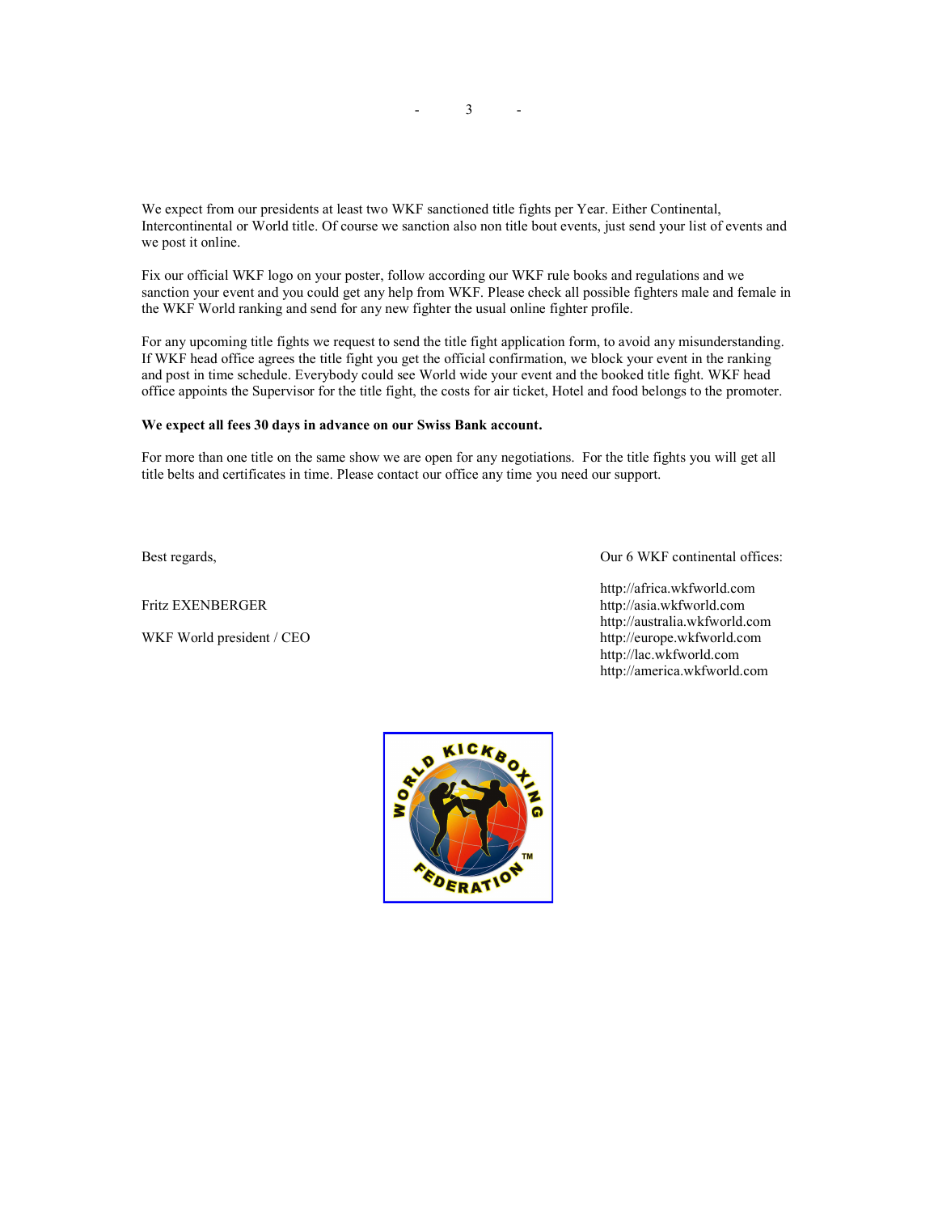We expect from our presidents at least two WKF sanctioned title fights per Year. Either Continental, Intercontinental or World title. Of course we sanction also non title bout events, just send your list of events and we post it online.

Fix our official WKF logo on your poster, follow according our WKF rule books and regulations and we sanction your event and you could get any help from WKF. Please check all possible fighters male and female in the WKF World ranking and send for any new fighter the usual online fighter profile.

For any upcoming title fights we request to send the title fight application form, to avoid any misunderstanding. If WKF head office agrees the title fight you get the official confirmation, we block your event in the ranking and post in time schedule. Everybody could see World wide your event and the booked title fight. WKF head office appoints the Supervisor for the title fight, the costs for air ticket, Hotel and food belongs to the promoter.

**We expect all fees 30 days in advance on our Swiss Bank account.**

For more than one title on the same show we are open for any negotiations. For the title fights you will get all title belts and certificates in time. Please contact our office any time you need our support.

Best regards,

Fritz EXENBERGER

WKF World president / CEO

Our 6 WKF continental offices:

http://africa.wkfworld.com
http://asia.wkfworld.com
http://australia.wkfworld.com
http://europe.wkfworld.com
http://lac.wkfworld.com
http://america.wkfworld.com